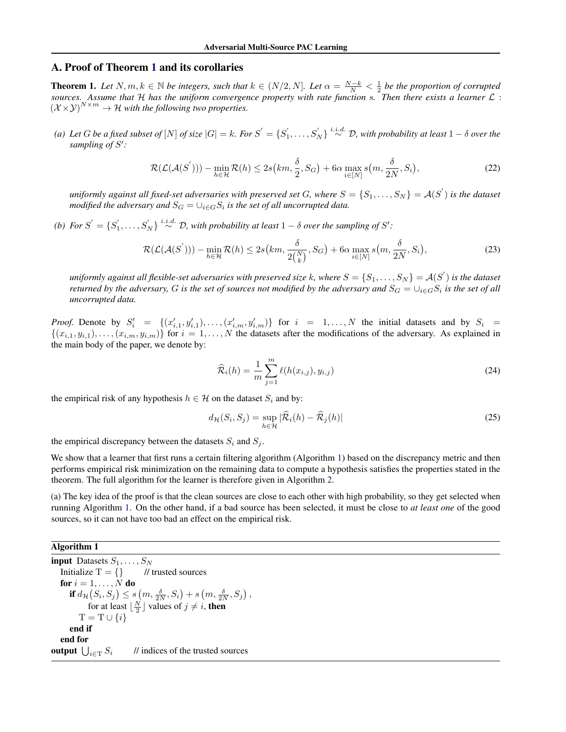## A. Proof of Theorem 1 and its corollaries

**Theorem 1.** *Let $N, m, k \in \mathbb{N}$ be integers, such that $k \in (N/2, N]$. Let $\alpha = \frac{N-k}{N} < \frac{1}{2}$ be the proportion of corrupted sources. Assume that $\mathcal{H}$ has the uniform convergence property with rate function $s$. Then there exists a learner $\mathcal{L} : (\mathcal{X} \times \mathcal{Y})^{N \times m} \to \mathcal{H}$ with the following two properties.*

*(a) Let $G$ be a fixed subset of $[N]$ of size $|G| = k$. For $S^{'} = \{S_1^{'}, \ldots, S_N^{'}\} \overset{i.i.d.}{\sim} \mathcal{D}$, with probability at least $1 - \delta$ over the sampling of $S'$:*

$$\mathcal{R}(\mathcal{L}(\mathcal{A}(S^{'}))) - \min_{h \in \mathcal{H}} \mathcal{R}(h) \leq 2s\big(km, \frac{\delta}{2}, S_G\big) + 6\alpha \max_{i \in [N]} s\big(m, \frac{\delta}{2N}, S_i\big), \tag{22}$$

*uniformly against all fixed-set adversaries with preserved set $G$, where $S = \{S_1, \ldots, S_N\} = \mathcal{A}(S^{'})$ is the dataset modified the adversary and $S_G = \cup_{i \in G} S_i$ is the set of all uncorrupted data.*

*(b) For $S^{'} = \{S_1^{'}, \ldots, S_N^{'}\} \overset{i.i.d.}{\sim} \mathcal{D}$, with probability at least $1 - \delta$ over the sampling of $S'$:*

$$\mathcal{R}(\mathcal{L}(\mathcal{A}(S^{'}))) - \min_{h \in \mathcal{H}} \mathcal{R}(h) \leq 2s\big(km, \frac{\delta}{2\binom{N}{k}}, S_G\big) + 6\alpha \max_{i \in [N]} s\big(m, \frac{\delta}{2N}, S_i\big), \tag{23}$$

*uniformly against all flexible-set adversaries with preserved size $k$, where $S = \{S_1, \ldots, S_N\} = \mathcal{A}(S^{'})$ is the dataset returned by the adversary, $G$ is the set of sources not modified by the adversary and $S_G = \cup_{i \in G} S_i$ is the set of all uncorrupted data.*

*Proof.* Denote by $S_i' = \{(x_{i,1}', y_{i,1}'), \ldots, (x_{i,m}', y_{i,m}')\}$ for $i = 1, \ldots, N$ the initial datasets and by $S_i = \{(x_{i,1}, y_{i,1}), \ldots, (x_{i,m}, y_{i,m})\}$ for $i = 1, \ldots, N$ the datasets after the modifications of the adversary. As explained in the main body of the paper, we denote by:

$$\widehat{\mathcal{R}}_i(h) = \frac{1}{m} \sum_{j=1}^{m} \ell(h(x_{i,j}), y_{i,j}) \tag{24}$$

the empirical risk of any hypothesis $h \in \mathcal{H}$ on the dataset $S_i$ and by:

$$d_{\mathcal{H}}(S_i, S_j) = \sup_{h \in \mathcal{H}} |\widehat{\mathcal{R}}_i(h) - \widehat{\mathcal{R}}_j(h)| \tag{25}$$

the empirical discrepancy between the datasets $S_i$ and $S_j$.

We show that a learner that first runs a certain filtering algorithm (Algorithm 1) based on the discrepancy metric and then performs empirical risk minimization on the remaining data to compute a hypothesis satisfies the properties stated in the theorem. The full algorithm for the learner is therefore given in Algorithm 2.

(a) The key idea of the proof is that the clean sources are close to each other with high probability, so they get selected when running Algorithm 1. On the other hand, if a bad source has been selected, it must be close to *at least one* of the good sources, so it can not have too bad an effect on the empirical risk.

**Algorithm 1**

```
input Datasets S_1, ..., S_N
  Initialize T = {}        // trusted sources
  for i = 1, ..., N do
    if d_H(S_i, S_j) ≤ s(m, δ/(2N), S_i) + s(m, δ/(2N), S_j),
        for at least ⌊N/2⌋ values of j ≠ i, then
      T = T ∪ {i}
    end if
  end for
output ⋃_{i∈T} S_i        // indices of the trusted sources
```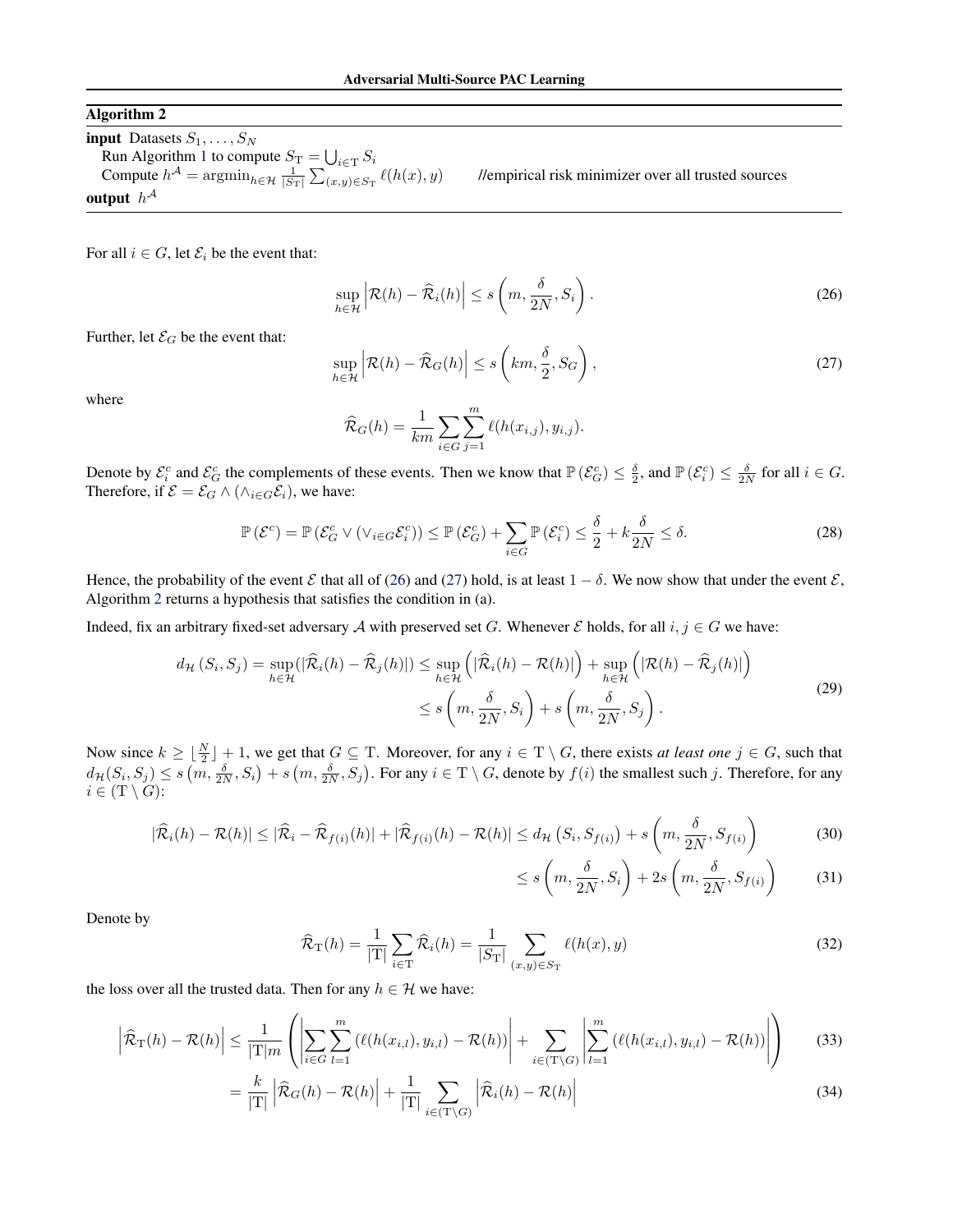**Algorithm 2**

**input** Datasets $S_1, \dots, S_N$

Run Algorithm 1 to compute $S_{\mathrm{T}} = \bigcup_{i \in \mathrm{T}} S_i$

Compute $h^{\mathcal{A}} = \operatorname{argmin}_{h \in \mathcal{H}} \frac{1}{|S_{\mathrm{T}}|} \sum_{(x,y) \in S_{\mathrm{T}}} \ell(h(x), y)$ //empirical risk minimizer over all trusted sources

**output** $h^{\mathcal{A}}$

For all $i \in G$, let $\mathcal{E}_i$ be the event that:

$$\sup_{h \in \mathcal{H}} \left| \mathcal{R}(h) - \widehat{\mathcal{R}}_i(h) \right| \leq s\left(m, \frac{\delta}{2N}, S_i\right). \tag{26}$$

Further, let $\mathcal{E}_G$ be the event that:

$$\sup_{h \in \mathcal{H}} \left| \mathcal{R}(h) - \widehat{\mathcal{R}}_G(h) \right| \leq s\left(km, \frac{\delta}{2}, S_G\right), \tag{27}$$

where

$$\widehat{\mathcal{R}}_G(h) = \frac{1}{km} \sum_{i \in G} \sum_{j=1}^{m} \ell(h(x_{i,j}), y_{i,j}).$$

Denote by $\mathcal{E}_i^c$ and $\mathcal{E}_G^c$ the complements of these events. Then we know that $\mathbb{P}\left(\mathcal{E}_G^c\right) \leq \frac{\delta}{2}$, and $\mathbb{P}\left(\mathcal{E}_i^c\right) \leq \frac{\delta}{2N}$ for all $i \in G$. Therefore, if $\mathcal{E} = \mathcal{E}_G \wedge (\wedge_{i \in G} \mathcal{E}_i)$, we have:

$$\mathbb{P}\left(\mathcal{E}^c\right) = \mathbb{P}\left(\mathcal{E}_G^c \vee (\vee_{i \in G} \mathcal{E}_i^c)\right) \leq \mathbb{P}\left(\mathcal{E}_G^c\right) + \sum_{i \in G} \mathbb{P}\left(\mathcal{E}_i^c\right) \leq \frac{\delta}{2} + k\frac{\delta}{2N} \leq \delta. \tag{28}$$

Hence, the probability of the event $\mathcal{E}$ that all of (26) and (27) hold, is at least $1 - \delta$. We now show that under the event $\mathcal{E}$, Algorithm 2 returns a hypothesis that satisfies the condition in (a).

Indeed, fix an arbitrary fixed-set adversary $\mathcal{A}$ with preserved set $G$. Whenever $\mathcal{E}$ holds, for all $i, j \in G$ we have:

$$\begin{aligned} d_{\mathcal{H}}\left(S_i, S_j\right) = \sup_{h \in \mathcal{H}} (|\widehat{\mathcal{R}}_i(h) - \widehat{\mathcal{R}}_j(h)|) &\leq \sup_{h \in \mathcal{H}} \left( |\widehat{\mathcal{R}}_i(h) - \mathcal{R}(h)| \right) + \sup_{h \in \mathcal{H}} \left( |\mathcal{R}(h) - \widehat{\mathcal{R}}_j(h)| \right) \\ &\leq s\left(m, \frac{\delta}{2N}, S_i\right) + s\left(m, \frac{\delta}{2N}, S_j\right). \end{aligned} \tag{29}$$

Now since $k \geq \lfloor \frac{N}{2} \rfloor + 1$, we get that $G \subseteq \mathrm{T}$. Moreover, for any $i \in \mathrm{T} \setminus G$, there exists *at least one* $j \in G$, such that $d_{\mathcal{H}}(S_i, S_j) \leq s\left(m, \frac{\delta}{2N}, S_i\right) + s\left(m, \frac{\delta}{2N}, S_j\right)$. For any $i \in \mathrm{T} \setminus G$, denote by $f(i)$ the smallest such $j$. Therefore, for any $i \in (\mathrm{T} \setminus G)$:

$$|\widehat{\mathcal{R}}_i(h) - \mathcal{R}(h)| \leq |\widehat{\mathcal{R}}_i - \widehat{\mathcal{R}}_{f(i)}(h)| + |\widehat{\mathcal{R}}_{f(i)}(h) - \mathcal{R}(h)| \leq d_{\mathcal{H}}\left(S_i, S_{f(i)}\right) + s\left(m, \frac{\delta}{2N}, S_{f(i)}\right) \tag{30}$$

$$\leq s\left(m, \frac{\delta}{2N}, S_i\right) + 2s\left(m, \frac{\delta}{2N}, S_{f(i)}\right) \tag{31}$$

Denote by

$$\widehat{\mathcal{R}}_{\mathrm{T}}(h) = \frac{1}{|\mathrm{T}|} \sum_{i \in \mathrm{T}} \widehat{\mathcal{R}}_i(h) = \frac{1}{|S_{\mathrm{T}}|} \sum_{(x,y) \in S_{\mathrm{T}}} \ell(h(x), y) \tag{32}$$

the loss over all the trusted data. Then for any $h \in \mathcal{H}$ we have:

$$\left| \widehat{\mathcal{R}}_{\mathrm{T}}(h) - \mathcal{R}(h) \right| \leq \frac{1}{|\mathrm{T}|m} \left( \left| \sum_{i \in G} \sum_{l=1}^{m} \left( \ell(h(x_{i,l}), y_{i,l}) - \mathcal{R}(h) \right) \right| + \sum_{i \in (\mathrm{T} \setminus G)} \left| \sum_{l=1}^{m} \left( \ell(h(x_{i,l}), y_{i,l}) - \mathcal{R}(h) \right) \right| \right) \tag{33}$$

$$= \frac{k}{|\mathrm{T}|} \left| \widehat{\mathcal{R}}_G(h) - \mathcal{R}(h) \right| + \frac{1}{|\mathrm{T}|} \sum_{i \in (\mathrm{T} \setminus G)} \left| \widehat{\mathcal{R}}_i(h) - \mathcal{R}(h) \right| \tag{34}$$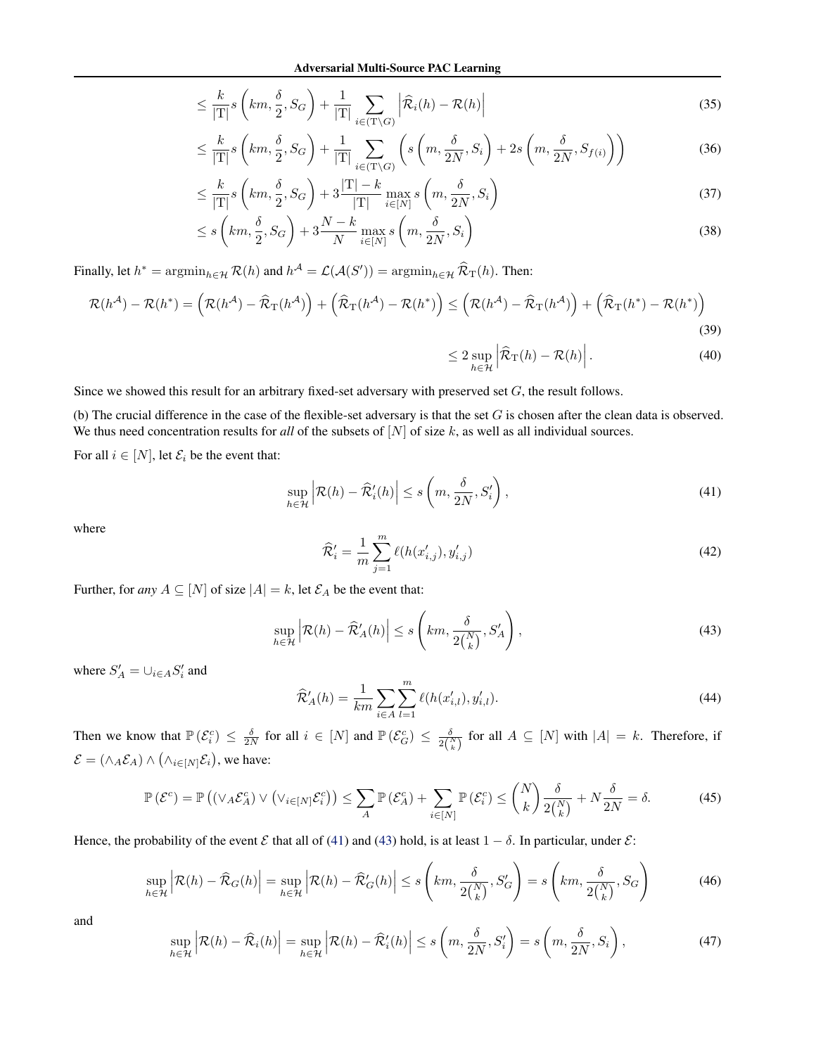$$\leq \frac{k}{|\mathrm{T}|} s\left(km, \frac{\delta}{2}, S_G\right) + \frac{1}{|\mathrm{T}|} \sum_{i \in (\mathrm{T} \setminus G)} \left|\widehat{\mathcal{R}}_i(h) - \mathcal{R}(h)\right| \tag{35}$$

$$\leq \frac{k}{|\mathrm{T}|} s\left(km, \frac{\delta}{2}, S_G\right) + \frac{1}{|\mathrm{T}|} \sum_{i \in (\mathrm{T} \setminus G)} \left( s\left(m, \frac{\delta}{2N}, S_i\right) + 2s\left(m, \frac{\delta}{2N}, S_{f(i)}\right)\right) \tag{36}$$

$$\leq \frac{k}{|\mathrm{T}|} s\left(km, \frac{\delta}{2}, S_G\right) + 3\frac{|\mathrm{T}| - k}{|\mathrm{T}|} \max_{i \in [N]} s\left(m, \frac{\delta}{2N}, S_i\right) \tag{37}$$

$$\leq s\left(km, \frac{\delta}{2}, S_G\right) + 3\frac{N - k}{N} \max_{i \in [N]} s\left(m, \frac{\delta}{2N}, S_i\right) \tag{38}$$

Finally, let $h^* = \operatorname{argmin}_{h \in \mathcal{H}} \mathcal{R}(h)$ and $h^{\mathcal{A}} = \mathcal{L}(\mathcal{A}(S')) = \operatorname{argmin}_{h \in \mathcal{H}} \widehat{\mathcal{R}}_{\mathrm{T}}(h)$. Then:

$$\mathcal{R}(h^{\mathcal{A}}) - \mathcal{R}(h^*) = \left(\mathcal{R}(h^{\mathcal{A}}) - \widehat{\mathcal{R}}_{\mathrm{T}}(h^{\mathcal{A}})\right) + \left(\widehat{\mathcal{R}}_{\mathrm{T}}(h^{\mathcal{A}}) - \mathcal{R}(h^*)\right) \leq \left(\mathcal{R}(h^{\mathcal{A}}) - \widehat{\mathcal{R}}_{\mathrm{T}}(h^{\mathcal{A}})\right) + \left(\widehat{\mathcal{R}}_{\mathrm{T}}(h^*) - \mathcal{R}(h^*)\right) \tag{39}$$

$$\leq 2 \sup_{h \in \mathcal{H}} \left|\widehat{\mathcal{R}}_{\mathrm{T}}(h) - \mathcal{R}(h)\right|. \tag{40}$$

Since we showed this result for an arbitrary fixed-set adversary with preserved set $G$, the result follows.

(b) The crucial difference in the case of the flexible-set adversary is that the set $G$ is chosen after the clean data is observed. We thus need concentration results for *all* of the subsets of $[N]$ of size $k$, as well as all individual sources.

For all $i \in [N]$, let $\mathcal{E}_i$ be the event that:

$$\sup_{h \in \mathcal{H}} \left|\mathcal{R}(h) - \widehat{\mathcal{R}}'_i(h)\right| \leq s\left(m, \frac{\delta}{2N}, S'_i\right), \tag{41}$$

where

$$\widehat{\mathcal{R}}'_i = \frac{1}{m} \sum_{j=1}^{m} \ell(h(x'_{i,j}), y'_{i,j}) \tag{42}$$

Further, for *any* $A \subseteq [N]$ of size $|A| = k$, let $\mathcal{E}_A$ be the event that:

$$\sup_{h \in \mathcal{H}} \left|\mathcal{R}(h) - \widehat{\mathcal{R}}'_A(h)\right| \leq s\left(km, \frac{\delta}{2\binom{N}{k}}, S'_A\right), \tag{43}$$

where $S'_A = \cup_{i \in A} S'_i$ and

$$\widehat{\mathcal{R}}'_A(h) = \frac{1}{km} \sum_{i \in A} \sum_{l=1}^{m} \ell(h(x'_{i,l}), y'_{i,l}). \tag{44}$$

Then we know that $\mathbb{P}\left(\mathcal{E}_i^c\right) \leq \frac{\delta}{2N}$ for all $i \in [N]$ and $\mathbb{P}\left(\mathcal{E}_G^c\right) \leq \frac{\delta}{2\binom{N}{k}}$ for all $A \subseteq [N]$ with $|A| = k$. Therefore, if $\mathcal{E} = (\wedge_A \mathcal{E}_A) \wedge \left(\wedge_{i \in [N]} \mathcal{E}_i\right)$, we have:

$$\mathbb{P}\left(\mathcal{E}^c\right) = \mathbb{P}\left((\vee_A \mathcal{E}_A^c) \vee \left(\vee_{i \in [N]} \mathcal{E}_i^c\right)\right) \leq \sum_A \mathbb{P}\left(\mathcal{E}_A^c\right) + \sum_{i \in [N]} \mathbb{P}\left(\mathcal{E}_i^c\right) \leq \binom{N}{k} \frac{\delta}{2\binom{N}{k}} + N\frac{\delta}{2N} = \delta. \tag{45}$$

Hence, the probability of the event $\mathcal{E}$ that all of (41) and (43) hold, is at least $1 - \delta$. In particular, under $\mathcal{E}$:

$$\sup_{h \in \mathcal{H}} \left|\mathcal{R}(h) - \widehat{\mathcal{R}}_G(h)\right| = \sup_{h \in \mathcal{H}} \left|\mathcal{R}(h) - \widehat{\mathcal{R}}'_G(h)\right| \leq s\left(km, \frac{\delta}{2\binom{N}{k}}, S'_G\right) = s\left(km, \frac{\delta}{2\binom{N}{k}}, S_G\right) \tag{46}$$

and

$$\sup_{h \in \mathcal{H}} \left|\mathcal{R}(h) - \widehat{\mathcal{R}}_i(h)\right| = \sup_{h \in \mathcal{H}} \left|\mathcal{R}(h) - \widehat{\mathcal{R}}'_i(h)\right| \leq s\left(m, \frac{\delta}{2N}, S'_i\right) = s\left(m, \frac{\delta}{2N}, S_i\right), \tag{47}$$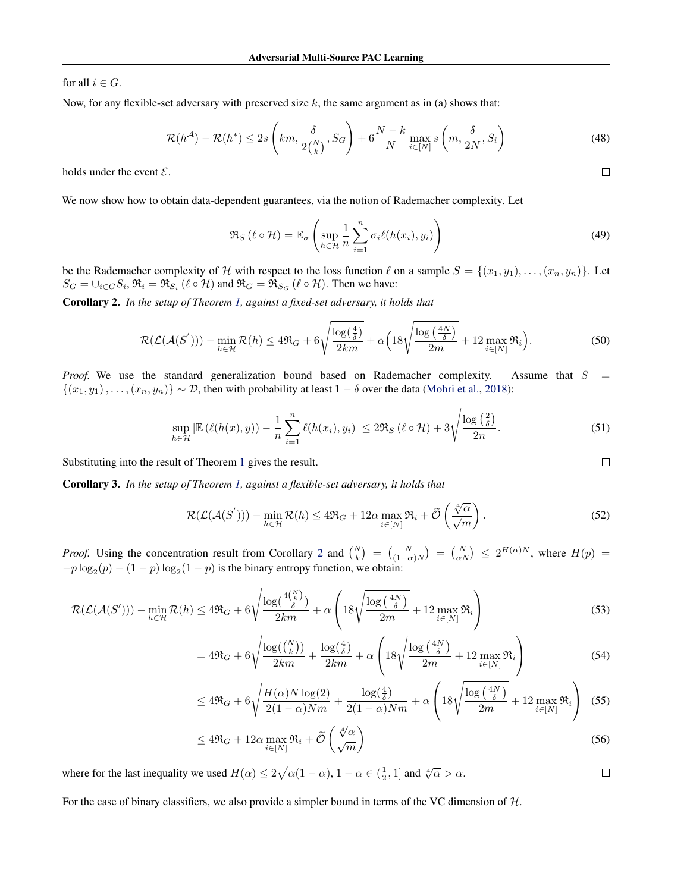for all $i \in G$.

Now, for any flexible-set adversary with preserved size $k$, the same argument as in (a) shows that:

$$\mathcal{R}(h^{\mathcal{A}}) - \mathcal{R}(h^*) \leq 2s\left(km, \frac{\delta}{2\binom{N}{k}}, S_G\right) + 6\frac{N-k}{N}\max_{i\in[N]} s\left(m, \frac{\delta}{2N}, S_i\right) \tag{48}$$

holds under the event $\mathcal{E}$. □

We now show how to obtain data-dependent guarantees, via the notion of Rademacher complexity. Let

$$\mathfrak{R}_S\left(\ell \circ \mathcal{H}\right) = \mathbb{E}_\sigma\left(\sup_{h\in\mathcal{H}} \frac{1}{n}\sum_{i=1}^{n} \sigma_i \ell(h(x_i), y_i)\right) \tag{49}$$

be the Rademacher complexity of $\mathcal{H}$ with respect to the loss function $\ell$ on a sample $S = \{(x_1, y_1), \dots, (x_n, y_n)\}$. Let $S_G = \cup_{i\in G} S_i$, $\mathfrak{R}_i = \mathfrak{R}_{S_i}\left(\ell \circ \mathcal{H}\right)$ and $\mathfrak{R}_G = \mathfrak{R}_{S_G}\left(\ell \circ \mathcal{H}\right)$. Then we have:

**Corollary 2.** *In the setup of Theorem 1, against a fixed-set adversary, it holds that*

$$\mathcal{R}(\mathcal{L}(\mathcal{A}(S'))) - \min_{h\in\mathcal{H}} \mathcal{R}(h) \leq 4\mathfrak{R}_G + 6\sqrt{\frac{\log(\frac{4}{\delta})}{2km}} + \alpha\Big(18\sqrt{\frac{\log\left(\frac{4N}{\delta}\right)}{2m}} + 12\max_{i\in[N]}\mathfrak{R}_i\Big). \tag{50}$$

*Proof.* We use the standard generalization bound based on Rademacher complexity. Assume that $S = \{(x_1, y_1), \dots, (x_n, y_n)\} \sim \mathcal{D}$, then with probability at least $1-\delta$ over the data (Mohri et al., 2018):

$$\sup_{h\in\mathcal{H}} \left|\mathbb{E}\left(\ell(h(x), y)\right) - \frac{1}{n}\sum_{i=1}^{n} \ell(h(x_i), y_i)\right| \leq 2\mathfrak{R}_S\left(\ell\circ\mathcal{H}\right) + 3\sqrt{\frac{\log\left(\frac{2}{\delta}\right)}{2n}}. \tag{51}$$

Substituting into the result of Theorem 1 gives the result. □

**Corollary 3.** *In the setup of Theorem 1, against a flexible-set adversary, it holds that*

$$\mathcal{R}(\mathcal{L}(\mathcal{A}(S'))) - \min_{h\in\mathcal{H}} \mathcal{R}(h) \leq 4\mathfrak{R}_G + 12\alpha\max_{i\in[N]}\mathfrak{R}_i + \widetilde{\mathcal{O}}\left(\frac{\sqrt[4]{\alpha}}{\sqrt{m}}\right). \tag{52}$$

*Proof.* Using the concentration result from Corollary 2 and $\binom{N}{k} = \binom{N}{(1-\alpha)N} = \binom{N}{\alpha N} \leq 2^{H(\alpha)N}$, where $H(p) = -p\log_2(p) - (1-p)\log_2(1-p)$ is the binary entropy function, we obtain:

$$\mathcal{R}(\mathcal{L}(\mathcal{A}(S'))) - \min_{h\in\mathcal{H}} \mathcal{R}(h) \leq 4\mathfrak{R}_G + 6\sqrt{\frac{\log(\frac{4\binom{N}{k}}{\delta})}{2km}} + \alpha\left(18\sqrt{\frac{\log\left(\frac{4N}{\delta}\right)}{2m}} + 12\max_{i\in[N]}\mathfrak{R}_i\right) \tag{53}$$

$$= 4\mathfrak{R}_G + 6\sqrt{\frac{\log(\binom{N}{k})}{2km} + \frac{\log(\frac{4}{\delta})}{2km}} + \alpha\left(18\sqrt{\frac{\log\left(\frac{4N}{\delta}\right)}{2m}} + 12\max_{i\in[N]}\mathfrak{R}_i\right) \tag{54}$$

$$\leq 4\mathfrak{R}_G + 6\sqrt{\frac{H(\alpha)N\log(2)}{2(1-\alpha)Nm} + \frac{\log(\frac{4}{\delta})}{2(1-\alpha)Nm}} + \alpha\left(18\sqrt{\frac{\log\left(\frac{4N}{\delta}\right)}{2m}} + 12\max_{i\in[N]}\mathfrak{R}_i\right) \tag{55}$$

$$\leq 4\mathfrak{R}_G + 12\alpha\max_{i\in[N]}\mathfrak{R}_i + \widetilde{\mathcal{O}}\left(\frac{\sqrt[4]{\alpha}}{\sqrt{m}}\right) \tag{56}$$

where for the last inequality we used $H(\alpha) \leq 2\sqrt{\alpha(1-\alpha)}$, $1-\alpha \in (\frac{1}{2}, 1]$ and $\sqrt[4]{\alpha} > \alpha$. □

For the case of binary classifiers, we also provide a simpler bound in terms of the VC dimension of $\mathcal{H}$.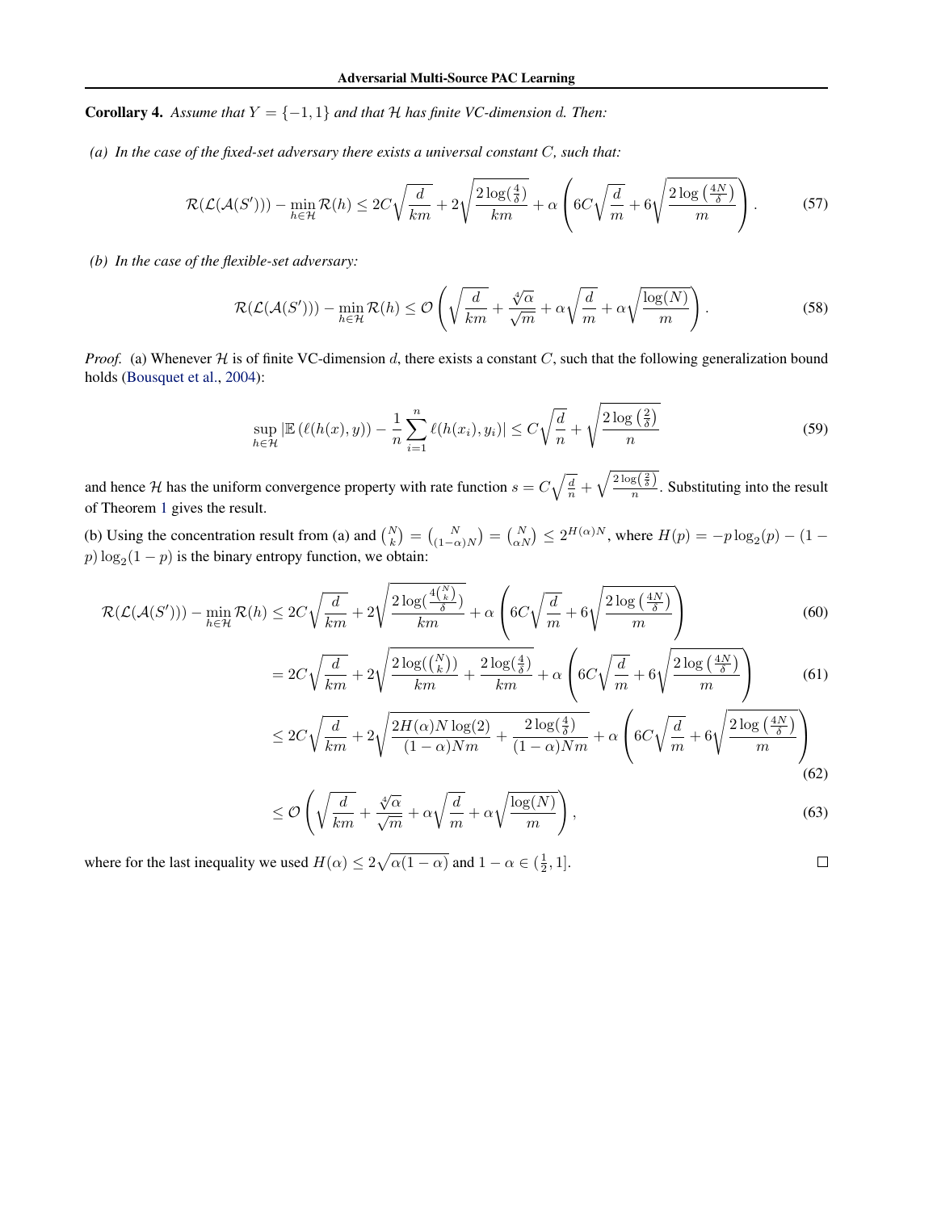**Corollary 4.** *Assume that $Y = \{-1, 1\}$ and that $\mathcal{H}$ has finite VC-dimension $d$. Then:*

*(a) In the case of the fixed-set adversary there exists a universal constant $C$, such that:*

$$
\mathcal{R}(\mathcal{L}(\mathcal{A}(S'))) - \min_{h \in \mathcal{H}} \mathcal{R}(h) \leq 2C\sqrt{\frac{d}{km}} + 2\sqrt{\frac{2\log(\frac{4}{\delta})}{km}} + \alpha\left(6C\sqrt{\frac{d}{m}} + 6\sqrt{\frac{2\log\left(\frac{4N}{\delta}\right)}{m}}\right). \tag{57}
$$

*(b) In the case of the flexible-set adversary:*

$$
\mathcal{R}(\mathcal{L}(\mathcal{A}(S'))) - \min_{h \in \mathcal{H}} \mathcal{R}(h) \leq \mathcal{O}\left(\sqrt{\frac{d}{km}} + \frac{\sqrt[4]{\alpha}}{\sqrt{m}} + \alpha\sqrt{\frac{d}{m}} + \alpha\sqrt{\frac{\log(N)}{m}}\right). \tag{58}
$$

*Proof.* (a) Whenever $\mathcal{H}$ is of finite VC-dimension $d$, there exists a constant $C$, such that the following generalization bound holds (Bousquet et al., 2004):

$$
\sup_{h \in \mathcal{H}} \left|\mathbb{E}\left(\ell(h(x), y)\right) - \frac{1}{n}\sum_{i=1}^{n} \ell(h(x_i), y_i)\right| \leq C\sqrt{\frac{d}{n}} + \sqrt{\frac{2\log\left(\frac{2}{\delta}\right)}{n}} \tag{59}
$$

and hence $\mathcal{H}$ has the uniform convergence property with rate function $s = C\sqrt{\frac{d}{n}} + \sqrt{\frac{2\log\left(\frac{2}{\delta}\right)}{n}}$. Substituting into the result of Theorem 1 gives the result.

(b) Using the concentration result from (a) and $\binom{N}{k} = \binom{N}{(1-\alpha)N} = \binom{N}{\alpha N} \leq 2^{H(\alpha)N}$, where $H(p) = -p\log_2(p) - (1-p)\log_2(1-p)$ is the binary entropy function, we obtain:

$$
\begin{aligned}
\mathcal{R}(\mathcal{L}(\mathcal{A}(S'))) - \min_{h \in \mathcal{H}} \mathcal{R}(h) &\leq 2C\sqrt{\frac{d}{km}} + 2\sqrt{\frac{2\log(\frac{4\binom{N}{k}}{\delta})}{km}} + \alpha\left(6C\sqrt{\frac{d}{m}} + 6\sqrt{\frac{2\log\left(\frac{4N}{\delta}\right)}{m}}\right) && (60)\\
&= 2C\sqrt{\frac{d}{km}} + 2\sqrt{\frac{2\log(\binom{N}{k})}{km} + \frac{2\log(\frac{4}{\delta})}{km}} + \alpha\left(6C\sqrt{\frac{d}{m}} + 6\sqrt{\frac{2\log\left(\frac{4N}{\delta}\right)}{m}}\right) && (61)\\
&\leq 2C\sqrt{\frac{d}{km}} + 2\sqrt{\frac{2H(\alpha)N\log(2)}{(1-\alpha)Nm} + \frac{2\log(\frac{4}{\delta})}{(1-\alpha)Nm}} + \alpha\left(6C\sqrt{\frac{d}{m}} + 6\sqrt{\frac{2\log\left(\frac{4N}{\delta}\right)}{m}}\right) && (62)\\
&\leq \mathcal{O}\left(\sqrt{\frac{d}{km}} + \frac{\sqrt[4]{\alpha}}{\sqrt{m}} + \alpha\sqrt{\frac{d}{m}} + \alpha\sqrt{\frac{\log(N)}{m}}\right), && (63)
\end{aligned}
$$

where for the last inequality we used $H(\alpha) \leq 2\sqrt{\alpha(1-\alpha)}$ and $1 - \alpha \in (\frac{1}{2}, 1]$. $\square$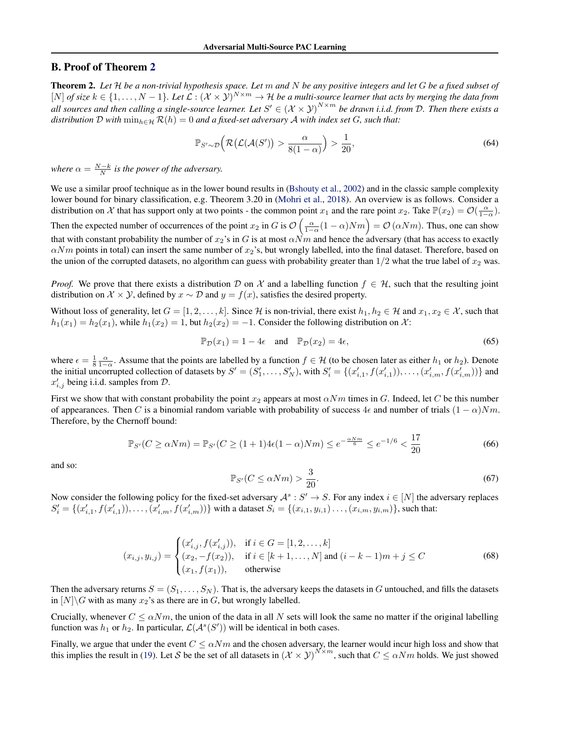## B. Proof of Theorem 2

**Theorem 2.** *Let $\mathcal{H}$ be a non-trivial hypothesis space. Let $m$ and $N$ be any positive integers and let $G$ be a fixed subset of $[N]$ of size $k \in \{1, \dots, N-1\}$. Let $\mathcal{L} : (\mathcal{X} \times \mathcal{Y})^{N \times m} \to \mathcal{H}$ be a multi-source learner that acts by merging the data from all sources and then calling a single-source learner. Let $S' \in (\mathcal{X} \times \mathcal{Y})^{N \times m}$ be drawn i.i.d. from $\mathcal{D}$. Then there exists a distribution $\mathcal{D}$ with $\min_{h \in \mathcal{H}} \mathcal{R}(h) = 0$ and a fixed-set adversary $\mathcal{A}$ with index set $G$, such that:*

$$\mathbb{P}_{S' \sim \mathcal{D}}\Big(\mathcal{R}\big(\mathcal{L}(\mathcal{A}(S')\big) > \frac{\alpha}{8(1-\alpha)}\Big) > \frac{1}{20}, \tag{64}$$

*where $\alpha = \frac{N-k}{N}$ is the power of the adversary.*

We use a similar proof technique as in the lower bound results in (Bshouty et al., 2002) and in the classic sample complexity lower bound for binary classification, e.g. Theorem 3.20 in (Mohri et al., 2018). An overview is as follows. Consider a distribution on $\mathcal{X}$ that has support only at two points - the common point $x_1$ and the rare point $x_2$. Take $\mathbb{P}(x_2) = \mathcal{O}(\frac{\alpha}{1-\alpha})$. Then the expected number of occurrences of the point $x_2$ in $G$ is $\mathcal{O}\left(\frac{\alpha}{1-\alpha}(1-\alpha)Nm\right) = \mathcal{O}\left(\alpha Nm\right)$. Thus, one can show that with constant probability the number of $x_2$'s in $G$ is at most $\alpha Nm$ and hence the adversary (that has access to exactly $\alpha Nm$ points in total) can insert the same number of $x_2$'s, but wrongly labelled, into the final dataset. Therefore, based on the union of the corrupted datasets, no algorithm can guess with probability greater than $1/2$ what the true label of $x_2$ was.

*Proof.* We prove that there exists a distribution $\mathcal{D}$ on $\mathcal{X}$ and a labelling function $f \in \mathcal{H}$, such that the resulting joint distribution on $\mathcal{X} \times \mathcal{Y}$, defined by $x \sim \mathcal{D}$ and $y = f(x)$, satisfies the desired property.

Without loss of generality, let $G = [1, 2, \dots, k]$. Since $\mathcal{H}$ is non-trivial, there exist $h_1, h_2 \in \mathcal{H}$ and $x_1, x_2 \in \mathcal{X}$, such that $h_1(x_1) = h_2(x_1)$, while $h_1(x_2) = 1$, but $h_2(x_2) = -1$. Consider the following distribution on $\mathcal{X}$:

$$\mathbb{P}_{\mathcal{D}}(x_1) = 1 - 4\epsilon \quad \text{and} \quad \mathbb{P}_{\mathcal{D}}(x_2) = 4\epsilon, \tag{65}$$

where $\epsilon = \frac{1}{8}\frac{\alpha}{1-\alpha}$. Assume that the points are labelled by a function $f \in \mathcal{H}$ (to be chosen later as either $h_1$ or $h_2$). Denote the initial uncorrupted collection of datasets by $S' = (S'_1, \dots, S'_N)$, with $S'_i = \{(x'_{i,1}, f(x'_{i,1})), \dots, (x'_{i,m}, f(x'_{i,m}))\}$ and $x'_{i,j}$ being i.i.d. samples from $\mathcal{D}$.

First we show that with constant probability the point $x_2$ appears at most $\alpha Nm$ times in $G$. Indeed, let $C$ be this number of appearances. Then $C$ is a binomial random variable with probability of success $4\epsilon$ and number of trials $(1-\alpha)Nm$. Therefore, by the Chernoff bound:

$$\mathbb{P}_{S'}(C \geq \alpha Nm) = \mathbb{P}_{S'}(C \geq (1+1)4\epsilon(1-\alpha)Nm) \leq e^{-\frac{\alpha Nm}{6}} \leq e^{-1/6} < \frac{17}{20} \tag{66}$$

and so:

$$\mathbb{P}_{S'}(C \leq \alpha Nm) > \frac{3}{20}. \tag{67}$$

Now consider the following policy for the fixed-set adversary $\mathcal{A}^s : S' \to S$. For any index $i \in [N]$ the adversary replaces $S'_i = \{(x'_{i,1}, f(x'_{i,1})), \dots, (x'_{i,m}, f(x'_{i,m}))\}$ with a dataset $S_i = \{(x_{i,1}, y_{i,1}) \dots, (x_{i,m}, y_{i,m})\}$, such that:

$$(x_{i,j}, y_{i,j}) = \begin{cases} (x'_{i,j}, f(x'_{i,j})), & \text{if } i \in G = [1, 2, \dots, k] \\ (x_2, -f(x_2)), & \text{if } i \in [k+1, \dots, N] \text{ and } (i-k-1)m + j \leq C \\ (x_1, f(x_1)), & \text{otherwise} \end{cases} \tag{68}$$

Then the adversary returns $S = (S_1, \dots, S_N)$. That is, the adversary keeps the datasets in $G$ untouched, and fills the datasets in $[N] \backslash G$ with as many $x_2$'s as there are in $G$, but wrongly labelled.

Crucially, whenever $C \leq \alpha Nm$, the union of the data in all $N$ sets will look the same no matter if the original labelling function was $h_1$ or $h_2$. In particular, $\mathcal{L}(\mathcal{A}^s(S'))$ will be identical in both cases.

Finally, we argue that under the event $C \leq \alpha Nm$ and the chosen adversary, the learner would incur high loss and show that this implies the result in (19). Let $\mathcal{S}$ be the set of all datasets in $(\mathcal{X} \times \mathcal{Y})^{N \times m}$, such that $C \leq \alpha Nm$ holds. We just showed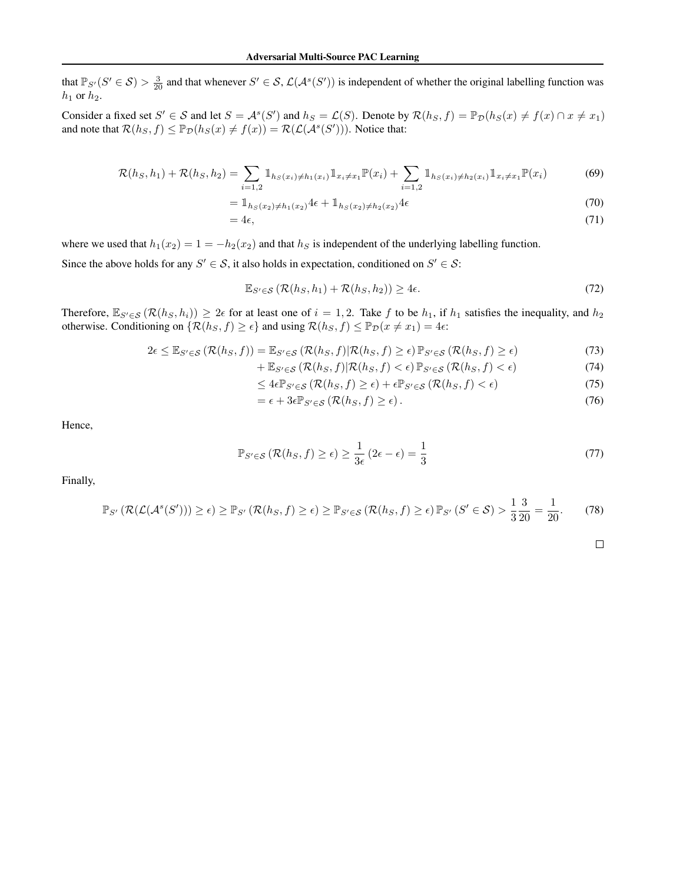that $\mathbb{P}_{S'}(S' \in \mathcal{S}) > \frac{3}{20}$ and that whenever $S' \in \mathcal{S}$, $\mathcal{L}(\mathcal{A}^s(S'))$ is independent of whether the original labelling function was $h_1$ or $h_2$.

Consider a fixed set $S' \in \mathcal{S}$ and let $S = \mathcal{A}^s(S')$ and $h_S = \mathcal{L}(S)$. Denote by $\mathcal{R}(h_S, f) = \mathbb{P}_{\mathcal{D}}(h_S(x) \neq f(x) \cap x \neq x_1)$ and note that $\mathcal{R}(h_S, f) \leq \mathbb{P}_{\mathcal{D}}(h_S(x) \neq f(x)) = \mathcal{R}(\mathcal{L}(\mathcal{A}^s(S')))$. Notice that:

$$\mathcal{R}(h_S, h_1) + \mathcal{R}(h_S, h_2) = \sum_{i=1,2} \mathbb{1}_{h_S(x_i) \neq h_1(x_i)} \mathbb{1}_{x_i \neq x_1} \mathbb{P}(x_i) + \sum_{i=1,2} \mathbb{1}_{h_S(x_i) \neq h_2(x_i)} \mathbb{1}_{x_i \neq x_1} \mathbb{P}(x_i) \tag{69}$$

$$= \mathbb{1}_{h_S(x_2) \neq h_1(x_2)} 4\epsilon + \mathbb{1}_{h_S(x_2) \neq h_2(x_2)} 4\epsilon \tag{70}$$

$$= 4\epsilon, \tag{71}$$

where we used that $h_1(x_2) = 1 = -h_2(x_2)$ and that $h_S$ is independent of the underlying labelling function.

Since the above holds for any $S' \in \mathcal{S}$, it also holds in expectation, conditioned on $S' \in \mathcal{S}$:

$$\mathbb{E}_{S' \in \mathcal{S}} \left( \mathcal{R}(h_S, h_1) + \mathcal{R}(h_S, h_2) \right) \geq 4\epsilon. \tag{72}$$

Therefore, $\mathbb{E}_{S' \in \mathcal{S}} \left( \mathcal{R}(h_S, h_i) \right) \geq 2\epsilon$ for at least one of $i = 1, 2$. Take $f$ to be $h_1$, if $h_1$ satisfies the inequality, and $h_2$ otherwise. Conditioning on $\{\mathcal{R}(h_S, f) \geq \epsilon\}$ and using $\mathcal{R}(h_S, f) \leq \mathbb{P}_{\mathcal{D}}(x \neq x_1) = 4\epsilon$:

$$2\epsilon \leq \mathbb{E}_{S' \in \mathcal{S}} \left( \mathcal{R}(h_S, f) \right) = \mathbb{E}_{S' \in \mathcal{S}} \left( \mathcal{R}(h_S, f) | \mathcal{R}(h_S, f) \geq \epsilon \right) \mathbb{P}_{S' \in \mathcal{S}} \left( \mathcal{R}(h_S, f) \geq \epsilon \right) \tag{73}$$

$$+ \mathbb{E}_{S' \in \mathcal{S}} \left( \mathcal{R}(h_S, f) | \mathcal{R}(h_S, f) < \epsilon \right) \mathbb{P}_{S' \in \mathcal{S}} \left( \mathcal{R}(h_S, f) < \epsilon \right) \tag{74}$$

$$\leq 4\epsilon \mathbb{P}_{S' \in \mathcal{S}} \left( \mathcal{R}(h_S, f) \geq \epsilon \right) + \epsilon \mathbb{P}_{S' \in \mathcal{S}} \left( \mathcal{R}(h_S, f) < \epsilon \right) \tag{75}$$

$$= \epsilon + 3\epsilon \mathbb{P}_{S' \in \mathcal{S}} \left( \mathcal{R}(h_S, f) \geq \epsilon \right). \tag{76}$$

Hence,

$$\mathbb{P}_{S' \in \mathcal{S}} \left( \mathcal{R}(h_S, f) \geq \epsilon \right) \geq \frac{1}{3\epsilon} \left( 2\epsilon - \epsilon \right) = \frac{1}{3} \tag{77}$$

Finally,

$$\mathbb{P}_{S'} \left( \mathcal{R}(\mathcal{L}(\mathcal{A}^s(S'))) \geq \epsilon \right) \geq \mathbb{P}_{S'} \left( \mathcal{R}(h_S, f) \geq \epsilon \right) \geq \mathbb{P}_{S' \in \mathcal{S}} \left( \mathcal{R}(h_S, f) \geq \epsilon \right) \mathbb{P}_{S'} \left( S' \in \mathcal{S} \right) > \frac{1}{3} \frac{3}{20} = \frac{1}{20}. \tag{78}$$

□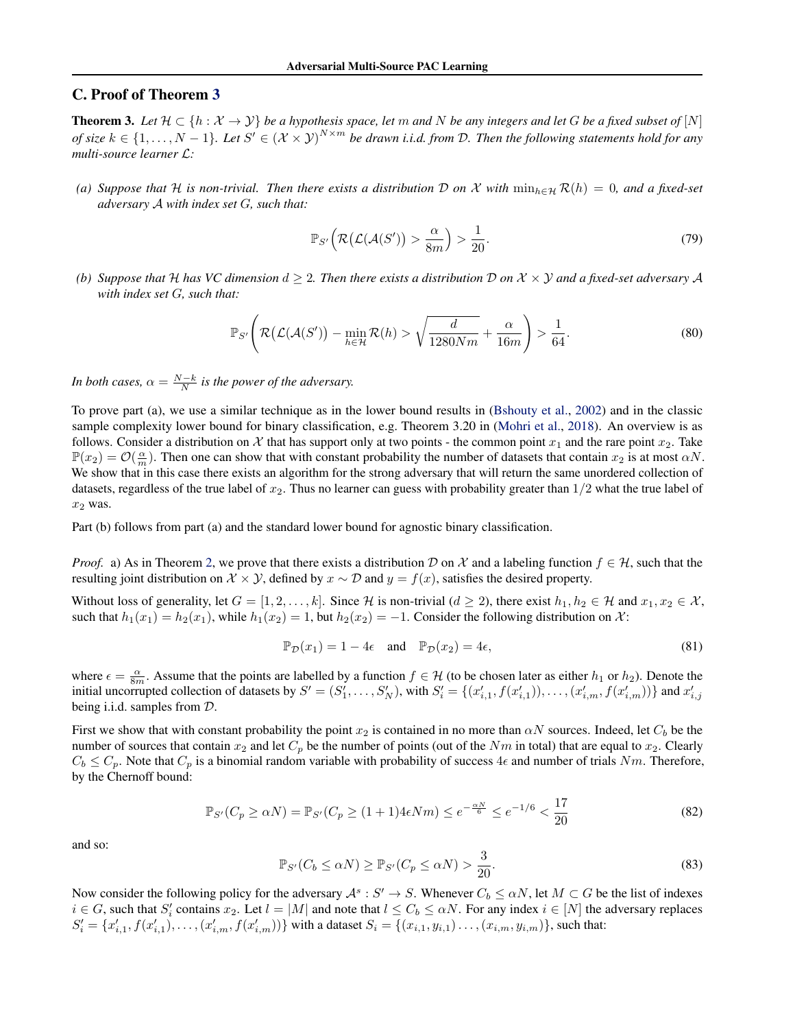## C. Proof of Theorem 3

**Theorem 3.** *Let $\mathcal{H} \subset \{h : \mathcal{X} \to \mathcal{Y}\}$ be a hypothesis space, let $m$ and $N$ be any integers and let $G$ be a fixed subset of $[N]$ of size $k \in \{1, \ldots, N-1\}$. Let $S' \in (\mathcal{X} \times \mathcal{Y})^{N \times m}$ be drawn i.i.d. from $\mathcal{D}$. Then the following statements hold for any multi-source learner $\mathcal{L}$:*

*(a) Suppose that $\mathcal{H}$ is non-trivial. Then there exists a distribution $\mathcal{D}$ on $\mathcal{X}$ with $\min_{h \in \mathcal{H}} \mathcal{R}(h) = 0$, and a fixed-set adversary $\mathcal{A}$ with index set $G$, such that:*

$$\mathbb{P}_{S'}\Big(\mathcal{R}\big(\mathcal{L}(\mathcal{A}(S')\big) > \frac{\alpha}{8m}\Big) > \frac{1}{20}. \tag{79}$$

*(b) Suppose that $\mathcal{H}$ has VC dimension $d \geq 2$. Then there exists a distribution $\mathcal{D}$ on $\mathcal{X} \times \mathcal{Y}$ and a fixed-set adversary $\mathcal{A}$ with index set $G$, such that:*

$$\mathbb{P}_{S'}\left(\mathcal{R}\big(\mathcal{L}(\mathcal{A}(S')\big) - \min_{h \in \mathcal{H}} \mathcal{R}(h) > \sqrt{\frac{d}{1280Nm}} + \frac{\alpha}{16m}\right) > \frac{1}{64}. \tag{80}$$

*In both cases, $\alpha = \frac{N-k}{N}$ is the power of the adversary.*

To prove part (a), we use a similar technique as in the lower bound results in (Bshouty et al., 2002) and in the classic sample complexity lower bound for binary classification, e.g. Theorem 3.20 in (Mohri et al., 2018). An overview is as follows. Consider a distribution on $\mathcal{X}$ that has support only at two points - the common point $x_1$ and the rare point $x_2$. Take $\mathbb{P}(x_2) = \mathcal{O}(\frac{\alpha}{m})$. Then one can show that with constant probability the number of datasets that contain $x_2$ is at most $\alpha N$. We show that in this case there exists an algorithm for the strong adversary that will return the same unordered collection of datasets, regardless of the true label of $x_2$. Thus no learner can guess with probability greater than $1/2$ what the true label of $x_2$ was.

Part (b) follows from part (a) and the standard lower bound for agnostic binary classification.

*Proof.* a) As in Theorem 2, we prove that there exists a distribution $\mathcal{D}$ on $\mathcal{X}$ and a labeling function $f \in \mathcal{H}$, such that the resulting joint distribution on $\mathcal{X} \times \mathcal{Y}$, defined by $x \sim \mathcal{D}$ and $y = f(x)$, satisfies the desired property.

Without loss of generality, let $G = [1, 2, \ldots, k]$. Since $\mathcal{H}$ is non-trivial ($d \geq 2$), there exist $h_1, h_2 \in \mathcal{H}$ and $x_1, x_2 \in \mathcal{X}$, such that $h_1(x_1) = h_2(x_1)$, while $h_1(x_2) = 1$, but $h_2(x_2) = -1$. Consider the following distribution on $\mathcal{X}$:

$$\mathbb{P}_{\mathcal{D}}(x_1) = 1 - 4\epsilon \quad \text{and} \quad \mathbb{P}_{\mathcal{D}}(x_2) = 4\epsilon, \tag{81}$$

where $\epsilon = \frac{\alpha}{8m}$. Assume that the points are labelled by a function $f \in \mathcal{H}$ (to be chosen later as either $h_1$ or $h_2$). Denote the initial uncorrupted collection of datasets by $S' = (S'_1, \ldots, S'_N)$, with $S'_i = \{(x'_{i,1}, f(x'_{i,1})), \ldots, (x'_{i,m}, f(x'_{i,m}))\}$ and $x'_{i,j}$ being i.i.d. samples from $\mathcal{D}$.

First we show that with constant probability the point $x_2$ is contained in no more than $\alpha N$ sources. Indeed, let $C_b$ be the number of sources that contain $x_2$ and let $C_p$ be the number of points (out of the $Nm$ in total) that are equal to $x_2$. Clearly $C_b \leq C_p$. Note that $C_p$ is a binomial random variable with probability of success $4\epsilon$ and number of trials $Nm$. Therefore, by the Chernoff bound:

$$\mathbb{P}_{S'}(C_p \geq \alpha N) = \mathbb{P}_{S'}(C_p \geq (1+1)4\epsilon Nm) \leq e^{-\frac{\alpha N}{6}} \leq e^{-1/6} < \frac{17}{20} \tag{82}$$

and so:

$$\mathbb{P}_{S'}(C_b \leq \alpha N) \geq \mathbb{P}_{S'}(C_p \leq \alpha N) > \frac{3}{20}. \tag{83}$$

Now consider the following policy for the adversary $\mathcal{A}^s : S' \to S$. Whenever $C_b \leq \alpha N$, let $M \subset G$ be the list of indexes $i \in G$, such that $S'_i$ contains $x_2$. Let $l = |M|$ and note that $l \leq C_b \leq \alpha N$. For any index $i \in [N]$ the adversary replaces $S'_i = \{x'_{i,1}, f(x'_{i,1}), \ldots, (x'_{i,m}, f(x'_{i,m}))\}$ with a dataset $S_i = \{(x_{i,1}, y_{i,1}) \ldots, (x_{i,m}, y_{i,m})\}$, such that: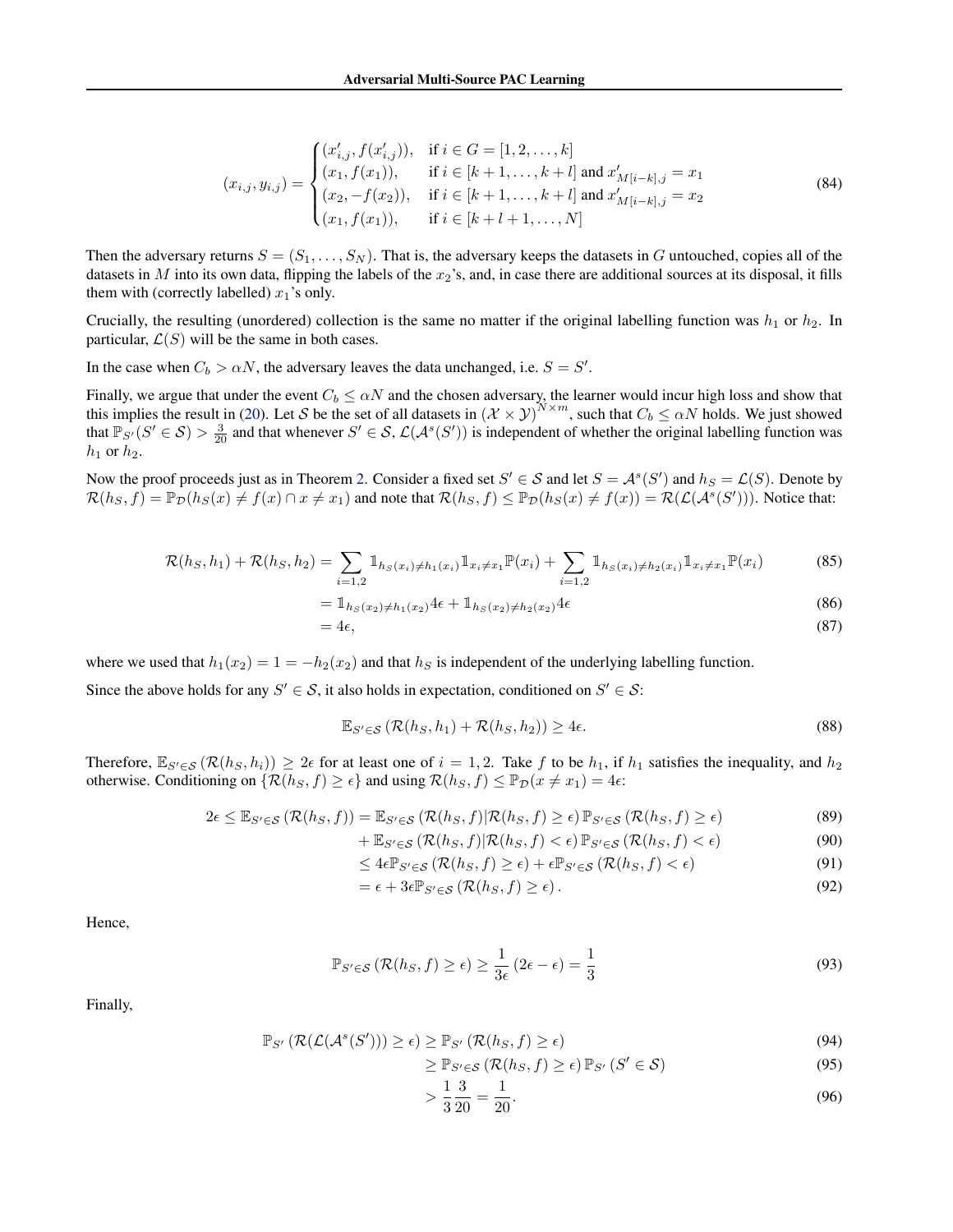$$(x_{i,j}, y_{i,j}) = \begin{cases} (x'_{i,j}, f(x'_{i,j})), & \text{if } i \in G = [1, 2, \dots, k] \\ (x_1, f(x_1)), & \text{if } i \in [k+1, \dots, k+l] \text{ and } x'_{M[i-k],j} = x_1 \\ (x_2, -f(x_2)), & \text{if } i \in [k+1, \dots, k+l] \text{ and } x'_{M[i-k],j} = x_2 \\ (x_1, f(x_1)), & \text{if } i \in [k+l+1, \dots, N] \end{cases} \tag{84}$$

Then the adversary returns $S = (S_1, \dots, S_N)$. That is, the adversary keeps the datasets in $G$ untouched, copies all of the datasets in $M$ into its own data, flipping the labels of the $x_2$'s, and, in case there are additional sources at its disposal, it fills them with (correctly labelled) $x_1$'s only.

Crucially, the resulting (unordered) collection is the same no matter if the original labelling function was $h_1$ or $h_2$. In particular, $\mathcal{L}(S)$ will be the same in both cases.

In the case when $C_b > \alpha N$, the adversary leaves the data unchanged, i.e. $S = S'$.

Finally, we argue that under the event $C_b \le \alpha N$ and the chosen adversary, the learner would incur high loss and show that this implies the result in (20). Let $\mathcal{S}$ be the set of all datasets in $(\mathcal{X} \times \mathcal{Y})^{N \times m}$, such that $C_b \le \alpha N$ holds. We just showed that $\mathbb{P}_{S'}(S' \in \mathcal{S}) > \frac{3}{20}$ and that whenever $S' \in \mathcal{S}$, $\mathcal{L}(\mathcal{A}^s(S'))$ is independent of whether the original labelling function was $h_1$ or $h_2$.

Now the proof proceeds just as in Theorem 2. Consider a fixed set $S' \in \mathcal{S}$ and let $S = \mathcal{A}^s(S')$ and $h_S = \mathcal{L}(S)$. Denote by $\mathcal{R}(h_S, f) = \mathbb{P}_{\mathcal{D}}(h_S(x) \neq f(x) \cap x \neq x_1)$ and note that $\mathcal{R}(h_S, f) \le \mathbb{P}_{\mathcal{D}}(h_S(x) \neq f(x)) = \mathcal{R}(\mathcal{L}(\mathcal{A}^s(S')))$. Notice that:

$$\mathcal{R}(h_S, h_1) + \mathcal{R}(h_S, h_2) = \sum_{i=1,2} \mathbb{1}_{h_S(x_i) \neq h_1(x_i)} \mathbb{1}_{x_i \neq x_1} \mathbb{P}(x_i) + \sum_{i=1,2} \mathbb{1}_{h_S(x_i) \neq h_2(x_i)} \mathbb{1}_{x_i \neq x_1} \mathbb{P}(x_i) \tag{85}$$

$$= \mathbb{1}_{h_S(x_2) \neq h_1(x_2)} 4\epsilon + \mathbb{1}_{h_S(x_2) \neq h_2(x_2)} 4\epsilon \tag{86}$$

$$= 4\epsilon, \tag{87}$$

where we used that $h_1(x_2) = 1 = -h_2(x_2)$ and that $h_S$ is independent of the underlying labelling function.

Since the above holds for any $S' \in \mathcal{S}$, it also holds in expectation, conditioned on $S' \in \mathcal{S}$:

$$\mathbb{E}_{S' \in \mathcal{S}} \left( \mathcal{R}(h_S, h_1) + \mathcal{R}(h_S, h_2) \right) \ge 4\epsilon. \tag{88}$$

Therefore, $\mathbb{E}_{S' \in \mathcal{S}} \left( \mathcal{R}(h_S, h_i) \right) \ge 2\epsilon$ for at least one of $i = 1, 2$. Take $f$ to be $h_1$, if $h_1$ satisfies the inequality, and $h_2$ otherwise. Conditioning on $\{\mathcal{R}(h_S, f) \ge \epsilon\}$ and using $\mathcal{R}(h_S, f) \le \mathbb{P}_{\mathcal{D}}(x \neq x_1) = 4\epsilon$:

$$2\epsilon \le \mathbb{E}_{S' \in \mathcal{S}} \left( \mathcal{R}(h_S, f) \right) = \mathbb{E}_{S' \in \mathcal{S}} \left( \mathcal{R}(h_S, f) | \mathcal{R}(h_S, f) \ge \epsilon \right) \mathbb{P}_{S' \in \mathcal{S}} \left( \mathcal{R}(h_S, f) \ge \epsilon \right) \tag{89}$$

$$+ \mathbb{E}_{S' \in \mathcal{S}} \left( \mathcal{R}(h_S, f) | \mathcal{R}(h_S, f) < \epsilon \right) \mathbb{P}_{S' \in \mathcal{S}} \left( \mathcal{R}(h_S, f) < \epsilon \right) \tag{90}$$

$$\le 4\epsilon \mathbb{P}_{S' \in \mathcal{S}} \left( \mathcal{R}(h_S, f) \ge \epsilon \right) + \epsilon \mathbb{P}_{S' \in \mathcal{S}} \left( \mathcal{R}(h_S, f) < \epsilon \right) \tag{91}$$

$$= \epsilon + 3\epsilon \mathbb{P}_{S' \in \mathcal{S}} \left( \mathcal{R}(h_S, f) \ge \epsilon \right). \tag{92}$$

Hence,

$$\mathbb{P}_{S' \in \mathcal{S}} \left( \mathcal{R}(h_S, f) \ge \epsilon \right) \ge \frac{1}{3\epsilon} (2\epsilon - \epsilon) = \frac{1}{3} \tag{93}$$

Finally,

$$\mathbb{P}_{S'} \left( \mathcal{R}(\mathcal{L}(\mathcal{A}^s(S'))) \ge \epsilon \right) \ge \mathbb{P}_{S'} \left( \mathcal{R}(h_S, f) \ge \epsilon \right) \tag{94}$$

$$\ge \mathbb{P}_{S' \in \mathcal{S}} \left( \mathcal{R}(h_S, f) \ge \epsilon \right) \mathbb{P}_{S'} \left( S' \in \mathcal{S} \right) \tag{95}$$

$$> \frac{1}{3} \frac{3}{20} = \frac{1}{20}. \tag{96}$$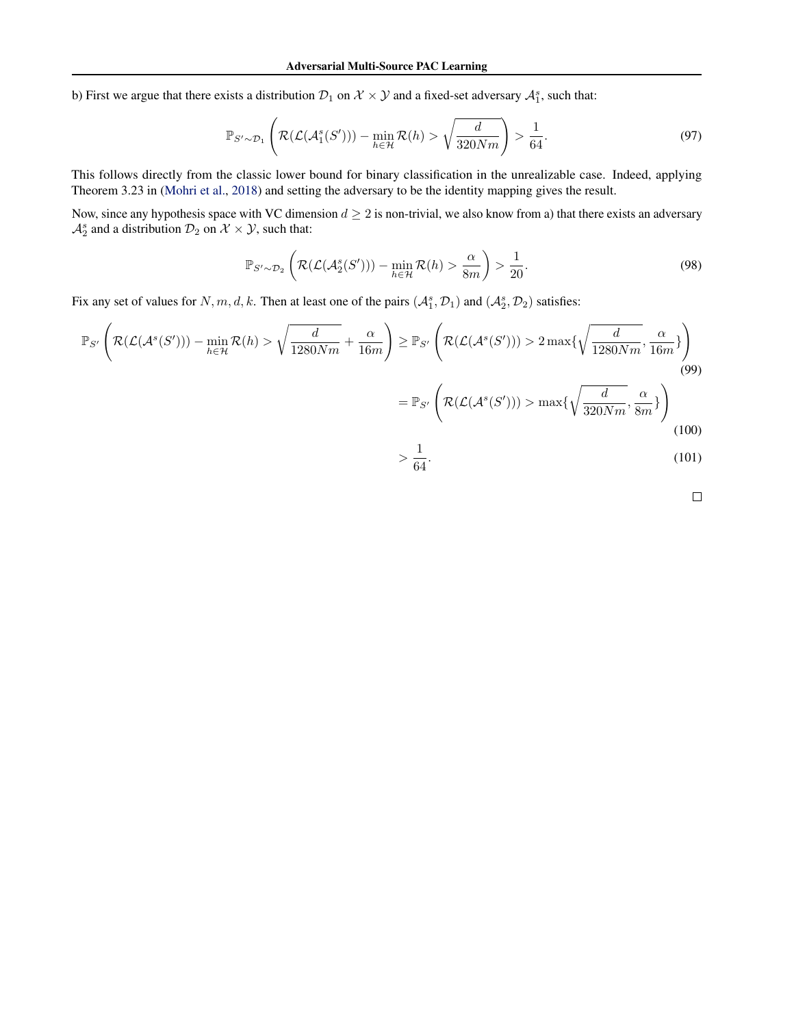b) First we argue that there exists a distribution $\mathcal{D}_1$ on $\mathcal{X} \times \mathcal{Y}$ and a fixed-set adversary $\mathcal{A}_1^s$, such that:

$$\mathbb{P}_{S' \sim \mathcal{D}_1}\left(\mathcal{R}(\mathcal{L}(\mathcal{A}_1^s(S'))) - \min_{h \in \mathcal{H}} \mathcal{R}(h) > \sqrt{\frac{d}{320Nm}}\right) > \frac{1}{64}. \tag{97}$$

This follows directly from the classic lower bound for binary classification in the unrealizable case. Indeed, applying Theorem 3.23 in (Mohri et al., 2018) and setting the adversary to be the identity mapping gives the result.

Now, since any hypothesis space with VC dimension $d \geq 2$ is non-trivial, we also know from a) that there exists an adversary $\mathcal{A}_2^s$ and a distribution $\mathcal{D}_2$ on $\mathcal{X} \times \mathcal{Y}$, such that:

$$\mathbb{P}_{S' \sim \mathcal{D}_2}\left(\mathcal{R}(\mathcal{L}(\mathcal{A}_2^s(S'))) - \min_{h \in \mathcal{H}} \mathcal{R}(h) > \frac{\alpha}{8m}\right) > \frac{1}{20}. \tag{98}$$

Fix any set of values for $N, m, d, k$. Then at least one of the pairs $(\mathcal{A}_1^s, \mathcal{D}_1)$ and $(\mathcal{A}_2^s, \mathcal{D}_2)$ satisfies:

$$\mathbb{P}_{S'}\left(\mathcal{R}(\mathcal{L}(\mathcal{A}^s(S'))) - \min_{h \in \mathcal{H}} \mathcal{R}(h) > \sqrt{\frac{d}{1280Nm}} + \frac{\alpha}{16m}\right) \geq \mathbb{P}_{S'}\left(\mathcal{R}(\mathcal{L}(\mathcal{A}^s(S'))) > 2\max\{\sqrt{\frac{d}{1280Nm}}, \frac{\alpha}{16m}\}\right) \tag{99}$$

$$= \mathbb{P}_{S'}\left(\mathcal{R}(\mathcal{L}(\mathcal{A}^s(S'))) > \max\{\sqrt{\frac{d}{320Nm}}, \frac{\alpha}{8m}\}\right) \tag{100}$$

$$> \frac{1}{64}. \tag{101}$$

□